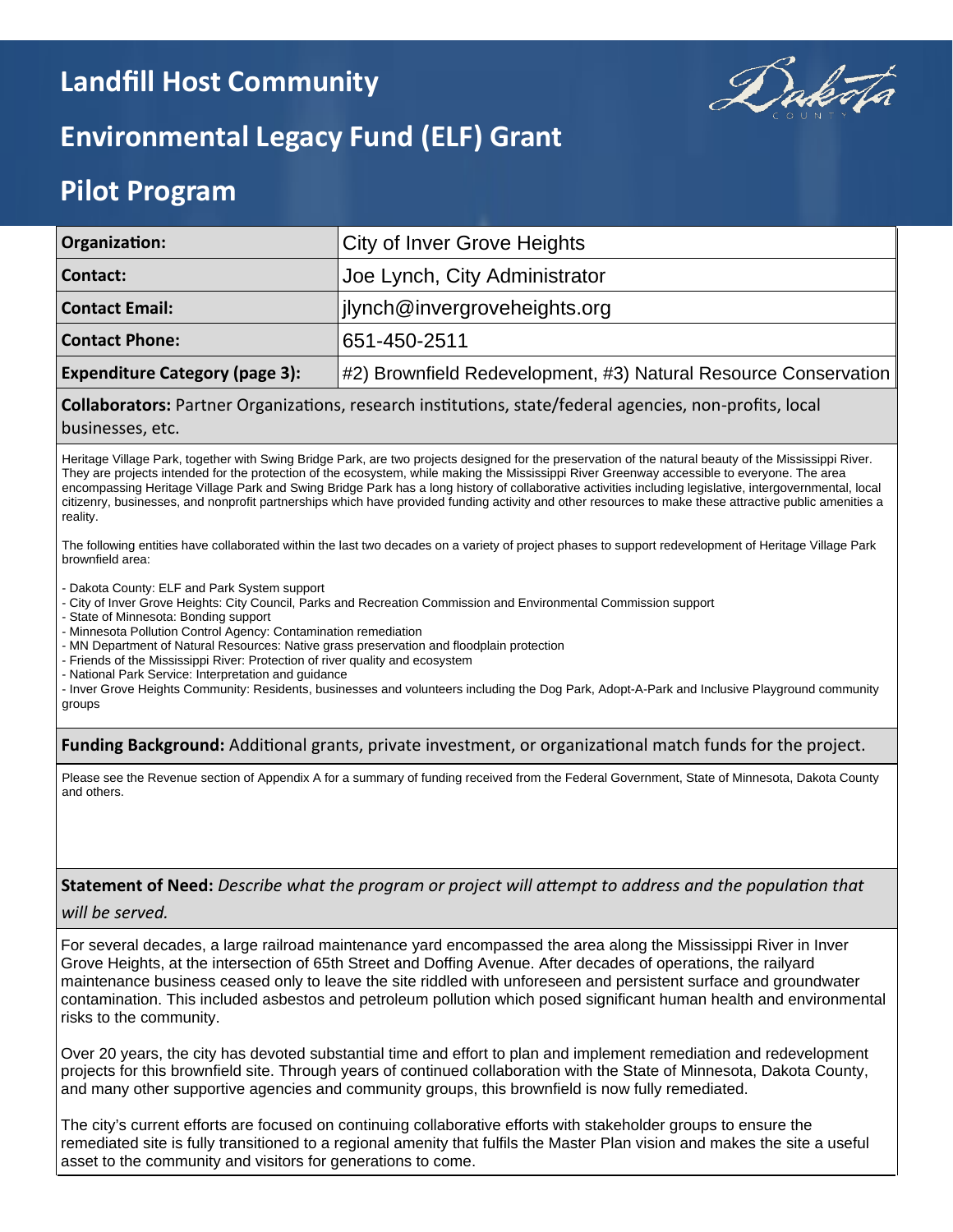# Landfill Host Community

# Environmental Legacy Fund (ELF) Grant

# Pilot Program

| Organization: | City of Inver Grove Heights |
|---|---|
| Contact: | Joe Lynch, City Administrator |
| Contact Email: | jlynch@invergroveheights.org |
| Contact Phone: | 651-450-2511 |
| Expenditure Category (page 3): | #2) Brownfield Redevelopment, #3) Natural Resource Conservation |

**Collaborators:** Partner Organizations, research institutions, state/federal agencies, non-profits, local businesses, etc.

Heritage Village Park, together with Swing Bridge Park, are two projects designed for the preservation of the natural beauty of the Mississippi River. They are projects intended for the protection of the ecosystem, while making the Mississippi River Greenway accessible to everyone. The area encompassing Heritage Village Park and Swing Bridge Park has a long history of collaborative activities including legislative, intergovernmental, local citizenry, businesses, and nonprofit partnerships which have provided funding activity and other resources to make these attractive public amenities a reality.

The following entities have collaborated within the last two decades on a variety of project phases to support redevelopment of Heritage Village Park brownfield area:

- Dakota County: ELF and Park System support
- City of Inver Grove Heights: City Council, Parks and Recreation Commission and Environmental Commission support
- State of Minnesota: Bonding support
- Minnesota Pollution Control Agency: Contamination remediation
- MN Department of Natural Resources: Native grass preservation and floodplain protection
- Friends of the Mississippi River: Protection of river quality and ecosystem
- National Park Service: Interpretation and guidance
- Inver Grove Heights Community: Residents, businesses and volunteers including the Dog Park, Adopt-A-Park and Inclusive Playground community groups

**Funding Background:** Additional grants, private investment, or organizational match funds for the project.

Please see the Revenue section of Appendix A for a summary of funding received from the Federal Government, State of Minnesota, Dakota County and others.

**Statement of Need:** *Describe what the program or project will attempt to address and the population that will be served.*

For several decades, a large railroad maintenance yard encompassed the area along the Mississippi River in Inver Grove Heights, at the intersection of 65th Street and Doffing Avenue. After decades of operations, the railyard maintenance business ceased only to leave the site riddled with unforeseen and persistent surface and groundwater contamination. This included asbestos and petroleum pollution which posed significant human health and environmental risks to the community.

Over 20 years, the city has devoted substantial time and effort to plan and implement remediation and redevelopment projects for this brownfield site. Through years of continued collaboration with the State of Minnesota, Dakota County, and many other supportive agencies and community groups, this brownfield is now fully remediated.

The city's current efforts are focused on continuing collaborative efforts with stakeholder groups to ensure the remediated site is fully transitioned to a regional amenity that fulfils the Master Plan vision and makes the site a useful asset to the community and visitors for generations to come.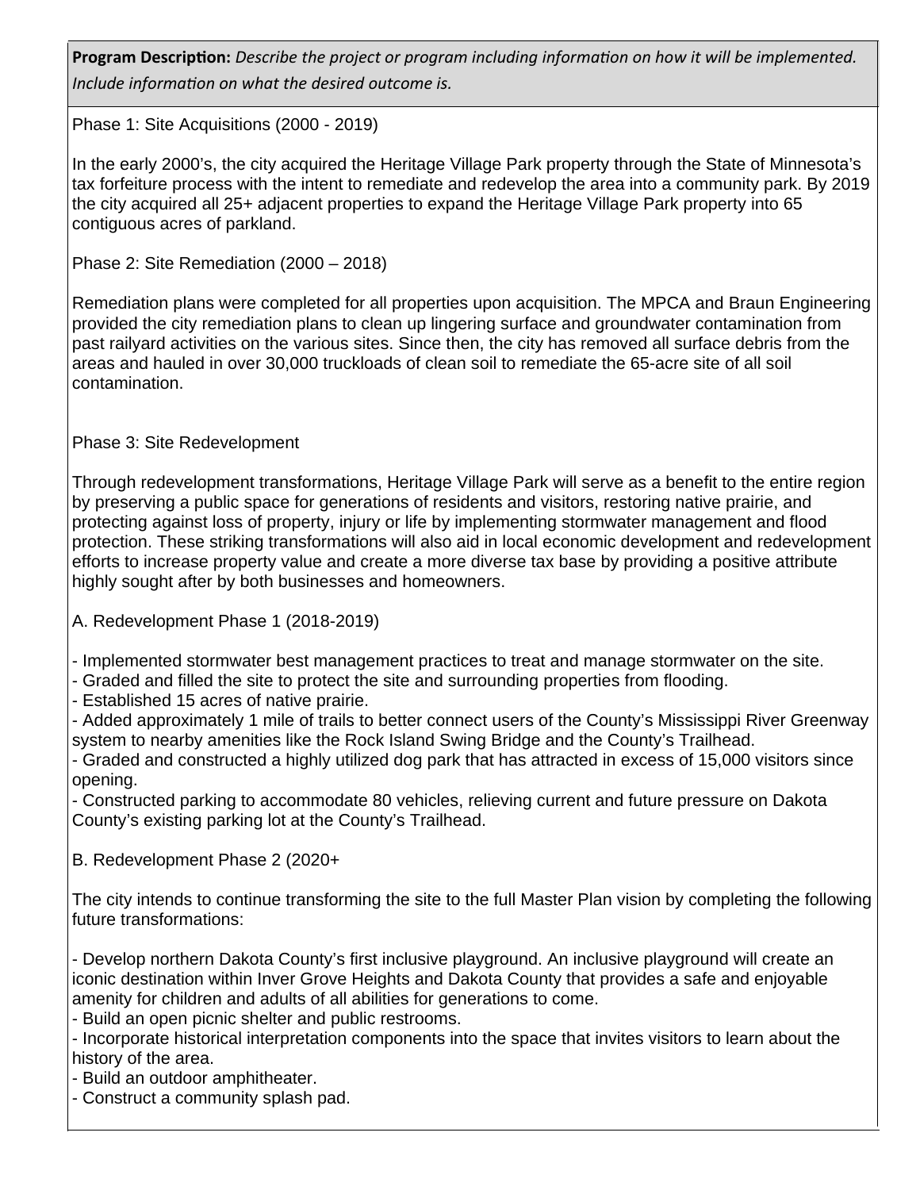**Program Description:** *Describe the project or program including information on how it will be implemented. Include information on what the desired outcome is.*

Phase 1: Site Acquisitions (2000 - 2019)

In the early 2000's, the city acquired the Heritage Village Park property through the State of Minnesota's tax forfeiture process with the intent to remediate and redevelop the area into a community park. By 2019 the city acquired all 25+ adjacent properties to expand the Heritage Village Park property into 65 contiguous acres of parkland.

Phase 2: Site Remediation (2000 – 2018)

Remediation plans were completed for all properties upon acquisition. The MPCA and Braun Engineering provided the city remediation plans to clean up lingering surface and groundwater contamination from past railyard activities on the various sites. Since then, the city has removed all surface debris from the areas and hauled in over 30,000 truckloads of clean soil to remediate the 65-acre site of all soil contamination.

Phase 3: Site Redevelopment

Through redevelopment transformations, Heritage Village Park will serve as a benefit to the entire region by preserving a public space for generations of residents and visitors, restoring native prairie, and protecting against loss of property, injury or life by implementing stormwater management and flood protection. These striking transformations will also aid in local economic development and redevelopment efforts to increase property value and create a more diverse tax base by providing a positive attribute highly sought after by both businesses and homeowners.

A. Redevelopment Phase 1 (2018-2019)

- Implemented stormwater best management practices to treat and manage stormwater on the site.
- Graded and filled the site to protect the site and surrounding properties from flooding.
- Established 15 acres of native prairie.
- Added approximately 1 mile of trails to better connect users of the County's Mississippi River Greenway system to nearby amenities like the Rock Island Swing Bridge and the County's Trailhead.
- Graded and constructed a highly utilized dog park that has attracted in excess of 15,000 visitors since opening.
- Constructed parking to accommodate 80 vehicles, relieving current and future pressure on Dakota County's existing parking lot at the County's Trailhead.

B. Redevelopment Phase 2 (2020+

The city intends to continue transforming the site to the full Master Plan vision by completing the following future transformations:

- Develop northern Dakota County's first inclusive playground. An inclusive playground will create an iconic destination within Inver Grove Heights and Dakota County that provides a safe and enjoyable amenity for children and adults of all abilities for generations to come.
- Build an open picnic shelter and public restrooms.
- Incorporate historical interpretation components into the space that invites visitors to learn about the history of the area.
- Build an outdoor amphitheater.
- Construct a community splash pad.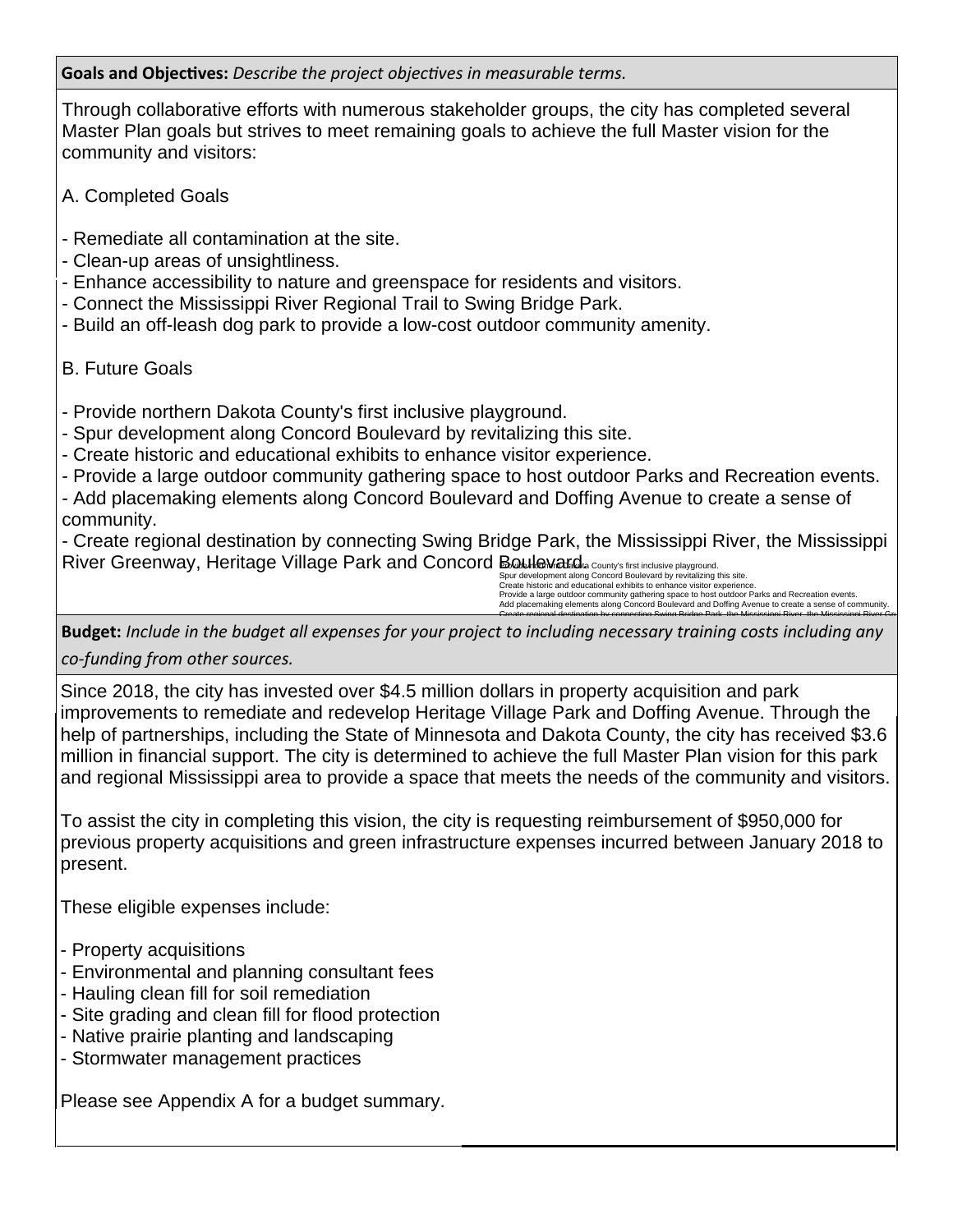**Goals and Objectives:** *Describe the project objectives in measurable terms.*

Through collaborative efforts with numerous stakeholder groups, the city has completed several Master Plan goals but strives to meet remaining goals to achieve the full Master vision for the community and visitors:

A. Completed Goals

- Remediate all contamination at the site.
- Clean-up areas of unsightliness.
- Enhance accessibility to nature and greenspace for residents and visitors.
- Connect the Mississippi River Regional Trail to Swing Bridge Park.
- Build an off-leash dog park to provide a low-cost outdoor community amenity.

B. Future Goals

- Provide northern Dakota County's first inclusive playground.
- Spur development along Concord Boulevard by revitalizing this site.
- Create historic and educational exhibits to enhance visitor experience.
- Provide a large outdoor community gathering space to host outdoor Parks and Recreation events.
- Add placemaking elements along Concord Boulevard and Doffing Avenue to create a sense of community.
- Create regional destination by connecting Swing Bridge Park, the Mississippi River, the Mississippi River Greenway, Heritage Village Park and Concord Boulevard.

**Budget:** *Include in the budget all expenses for your project to including necessary training costs including any co-funding from other sources.*

Since 2018, the city has invested over $4.5 million dollars in property acquisition and park improvements to remediate and redevelop Heritage Village Park and Doffing Avenue. Through the help of partnerships, including the State of Minnesota and Dakota County, the city has received $3.6 million in financial support. The city is determined to achieve the full Master Plan vision for this park and regional Mississippi area to provide a space that meets the needs of the community and visitors.

To assist the city in completing this vision, the city is requesting reimbursement of $950,000 for previous property acquisitions and green infrastructure expenses incurred between January 2018 to present.

These eligible expenses include:

- Property acquisitions
- Environmental and planning consultant fees
- Hauling clean fill for soil remediation
- Site grading and clean fill for flood protection
- Native prairie planting and landscaping
- Stormwater management practices

Please see Appendix A for a budget summary.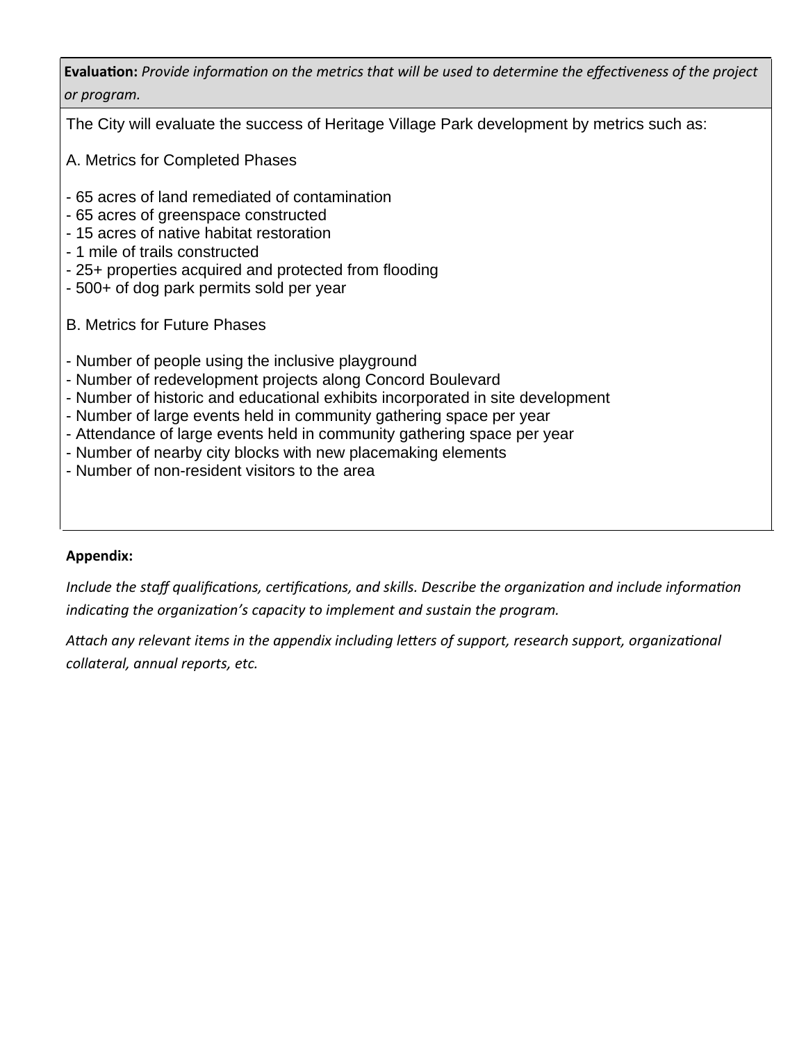**Evaluation:** *Provide information on the metrics that will be used to determine the effectiveness of the project or program.*

The City will evaluate the success of Heritage Village Park development by metrics such as:

A. Metrics for Completed Phases

- 65 acres of land remediated of contamination
- 65 acres of greenspace constructed
- 15 acres of native habitat restoration
- 1 mile of trails constructed
- 25+ properties acquired and protected from flooding
- 500+ of dog park permits sold per year

B. Metrics for Future Phases

- Number of people using the inclusive playground
- Number of redevelopment projects along Concord Boulevard
- Number of historic and educational exhibits incorporated in site development
- Number of large events held in community gathering space per year
- Attendance of large events held in community gathering space per year
- Number of nearby city blocks with new placemaking elements
- Number of non-resident visitors to the area

**Appendix:**

*Include the staff qualifications, certifications, and skills. Describe the organization and include information indicating the organization's capacity to implement and sustain the program.*

*Attach any relevant items in the appendix including letters of support, research support, organizational collateral, annual reports, etc.*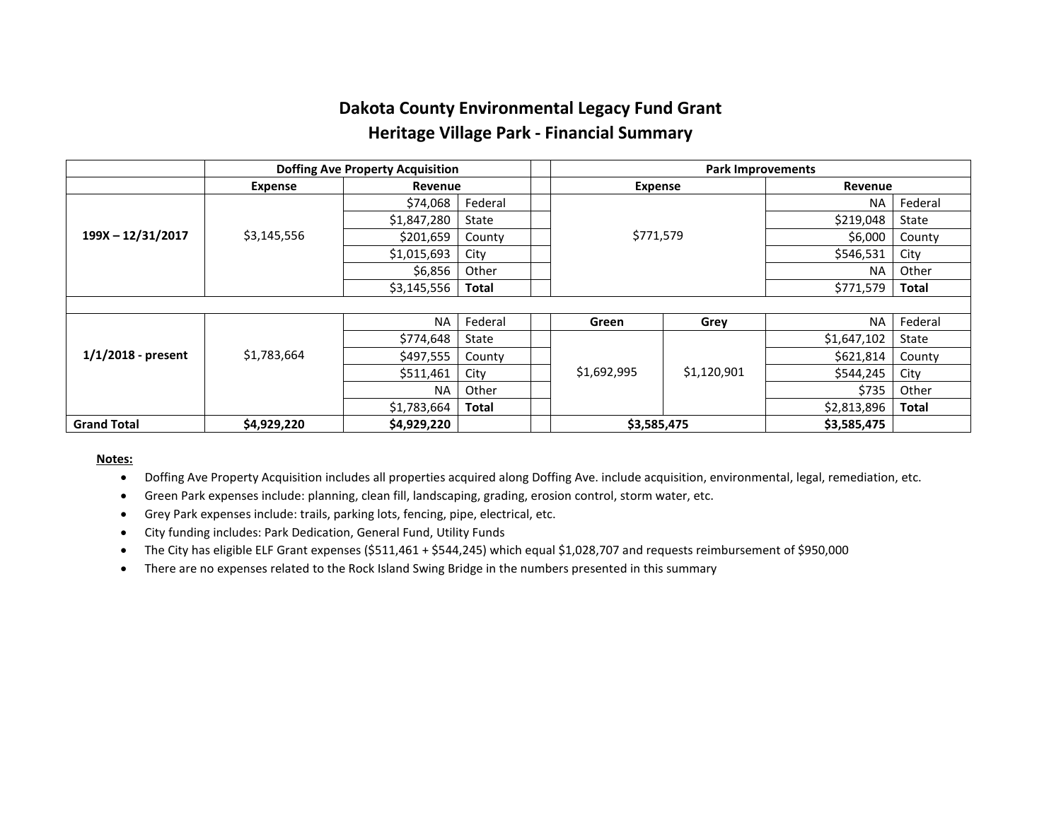# Dakota County Environmental Legacy Fund Grant

## Heritage Village Park - Financial Summary

| | Doffing Ave Property Acquisition | | | | Park Improvements | | | |
|---|---|---|---|---|---|---|---|---|
| | Expense | Revenue | | | Expense | | Revenue | |
| 199X – 12/31/2017 | $3,145,556 | $74,068 | Federal | | $771,579 | | NA | Federal |
| | | $1,847,280 | State | | | | $219,048 | State |
| | | $201,659 | County | | | | $6,000 | County |
| | | $1,015,693 | City | | | | $546,531 | City |
| | | $6,856 | Other | | | | NA | Other |
| | | $3,145,556 | **Total** | | | | $771,579 | **Total** |
| | | | | | | | | |
| 1/1/2018 - present | $1,783,664 | NA | Federal | | **Green** | **Grey** | NA | Federal |
| | | $774,648 | State | | $1,692,995 | $1,120,901 | $1,647,102 | State |
| | | $497,555 | County | | | | $621,814 | County |
| | | $511,461 | City | | | | $544,245 | City |
| | | NA | Other | | | | $735 | Other |
| | | $1,783,664 | **Total** | | | | $2,813,896 | **Total** |
| **Grand Total** | **$4,929,220** | **$4,929,220** | | | **$3,585,475** | | **$3,585,475** | |

**Notes:**

- Doffing Ave Property Acquisition includes all properties acquired along Doffing Ave. include acquisition, environmental, legal, remediation, etc.
- Green Park expenses include: planning, clean fill, landscaping, grading, erosion control, storm water, etc.
- Grey Park expenses include: trails, parking lots, fencing, pipe, electrical, etc.
- City funding includes: Park Dedication, General Fund, Utility Funds
- The City has eligible ELF Grant expenses ($511,461 + $544,245) which equal $1,028,707 and requests reimbursement of $950,000
- There are no expenses related to the Rock Island Swing Bridge in the numbers presented in this summary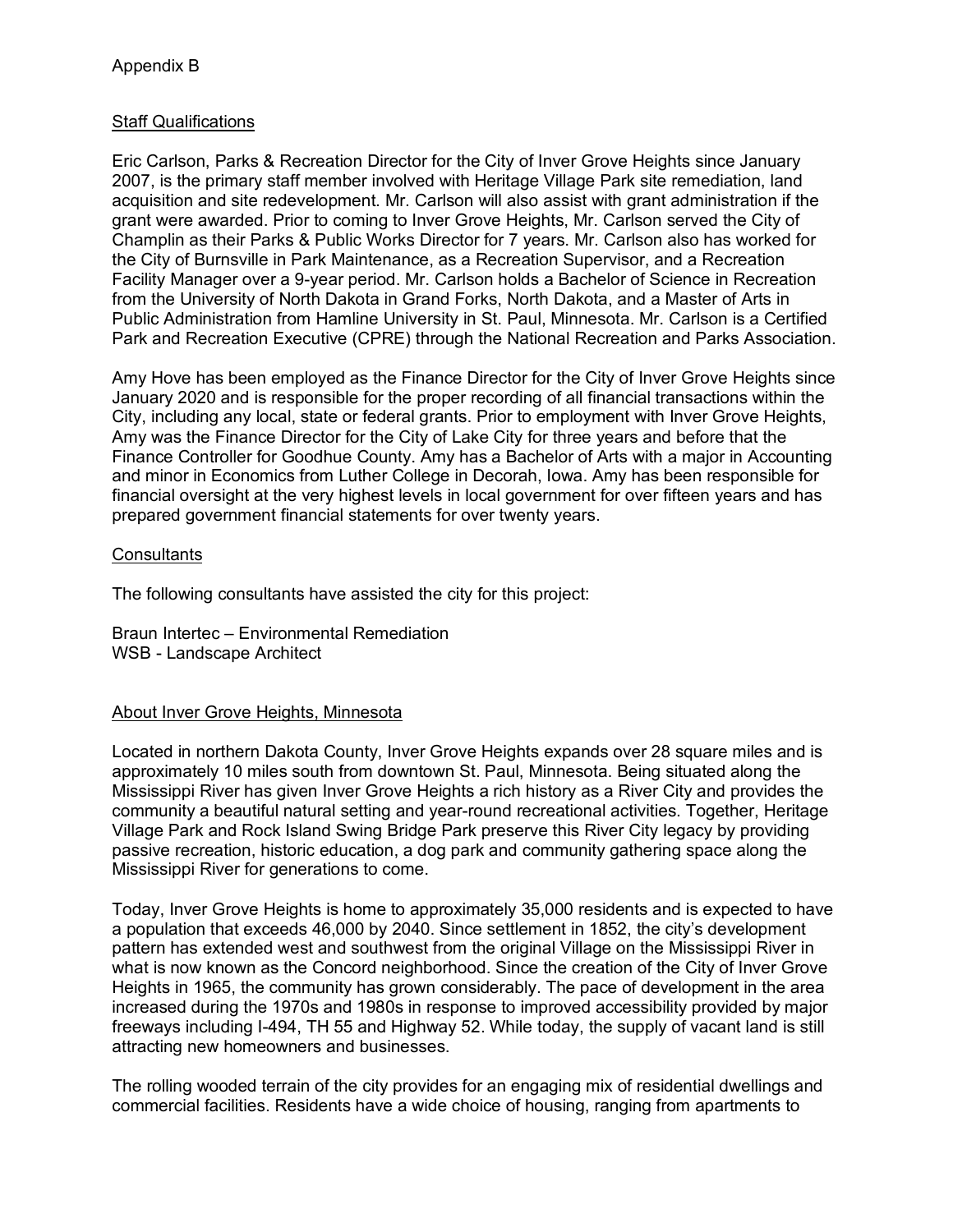Appendix B

Staff Qualifications

Eric Carlson, Parks & Recreation Director for the City of Inver Grove Heights since January 2007, is the primary staff member involved with Heritage Village Park site remediation, land acquisition and site redevelopment. Mr. Carlson will also assist with grant administration if the grant were awarded. Prior to coming to Inver Grove Heights, Mr. Carlson served the City of Champlin as their Parks & Public Works Director for 7 years. Mr. Carlson also has worked for the City of Burnsville in Park Maintenance, as a Recreation Supervisor, and a Recreation Facility Manager over a 9-year period. Mr. Carlson holds a Bachelor of Science in Recreation from the University of North Dakota in Grand Forks, North Dakota, and a Master of Arts in Public Administration from Hamline University in St. Paul, Minnesota. Mr. Carlson is a Certified Park and Recreation Executive (CPRE) through the National Recreation and Parks Association.

Amy Hove has been employed as the Finance Director for the City of Inver Grove Heights since January 2020 and is responsible for the proper recording of all financial transactions within the City, including any local, state or federal grants. Prior to employment with Inver Grove Heights, Amy was the Finance Director for the City of Lake City for three years and before that the Finance Controller for Goodhue County. Amy has a Bachelor of Arts with a major in Accounting and minor in Economics from Luther College in Decorah, Iowa. Amy has been responsible for financial oversight at the very highest levels in local government for over fifteen years and has prepared government financial statements for over twenty years.

Consultants

The following consultants have assisted the city for this project:

Braun Intertec – Environmental Remediation
WSB - Landscape Architect

About Inver Grove Heights, Minnesota

Located in northern Dakota County, Inver Grove Heights expands over 28 square miles and is approximately 10 miles south from downtown St. Paul, Minnesota. Being situated along the Mississippi River has given Inver Grove Heights a rich history as a River City and provides the community a beautiful natural setting and year-round recreational activities. Together, Heritage Village Park and Rock Island Swing Bridge Park preserve this River City legacy by providing passive recreation, historic education, a dog park and community gathering space along the Mississippi River for generations to come.

Today, Inver Grove Heights is home to approximately 35,000 residents and is expected to have a population that exceeds 46,000 by 2040. Since settlement in 1852, the city's development pattern has extended west and southwest from the original Village on the Mississippi River in what is now known as the Concord neighborhood. Since the creation of the City of Inver Grove Heights in 1965, the community has grown considerably. The pace of development in the area increased during the 1970s and 1980s in response to improved accessibility provided by major freeways including I-494, TH 55 and Highway 52. While today, the supply of vacant land is still attracting new homeowners and businesses.

The rolling wooded terrain of the city provides for an engaging mix of residential dwellings and commercial facilities. Residents have a wide choice of housing, ranging from apartments to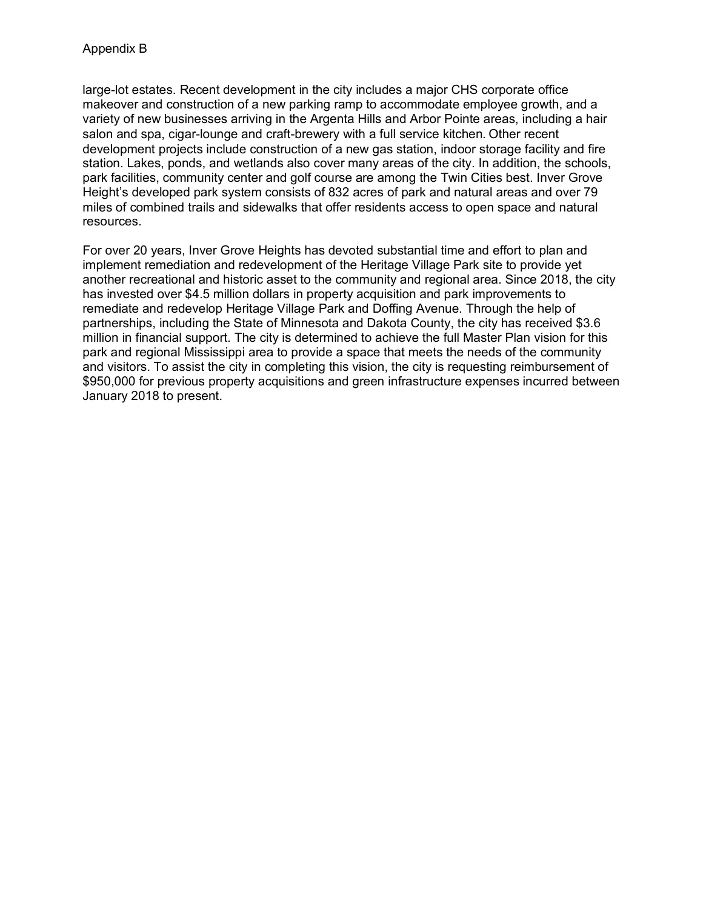large-lot estates. Recent development in the city includes a major CHS corporate office makeover and construction of a new parking ramp to accommodate employee growth, and a variety of new businesses arriving in the Argenta Hills and Arbor Pointe areas, including a hair salon and spa, cigar-lounge and craft-brewery with a full service kitchen. Other recent development projects include construction of a new gas station, indoor storage facility and fire station. Lakes, ponds, and wetlands also cover many areas of the city. In addition, the schools, park facilities, community center and golf course are among the Twin Cities best. Inver Grove Height's developed park system consists of 832 acres of park and natural areas and over 79 miles of combined trails and sidewalks that offer residents access to open space and natural resources.

For over 20 years, Inver Grove Heights has devoted substantial time and effort to plan and implement remediation and redevelopment of the Heritage Village Park site to provide yet another recreational and historic asset to the community and regional area. Since 2018, the city has invested over $4.5 million dollars in property acquisition and park improvements to remediate and redevelop Heritage Village Park and Doffing Avenue. Through the help of partnerships, including the State of Minnesota and Dakota County, the city has received $3.6 million in financial support. The city is determined to achieve the full Master Plan vision for this park and regional Mississippi area to provide a space that meets the needs of the community and visitors. To assist the city in completing this vision, the city is requesting reimbursement of $950,000 for previous property acquisitions and green infrastructure expenses incurred between January 2018 to present.